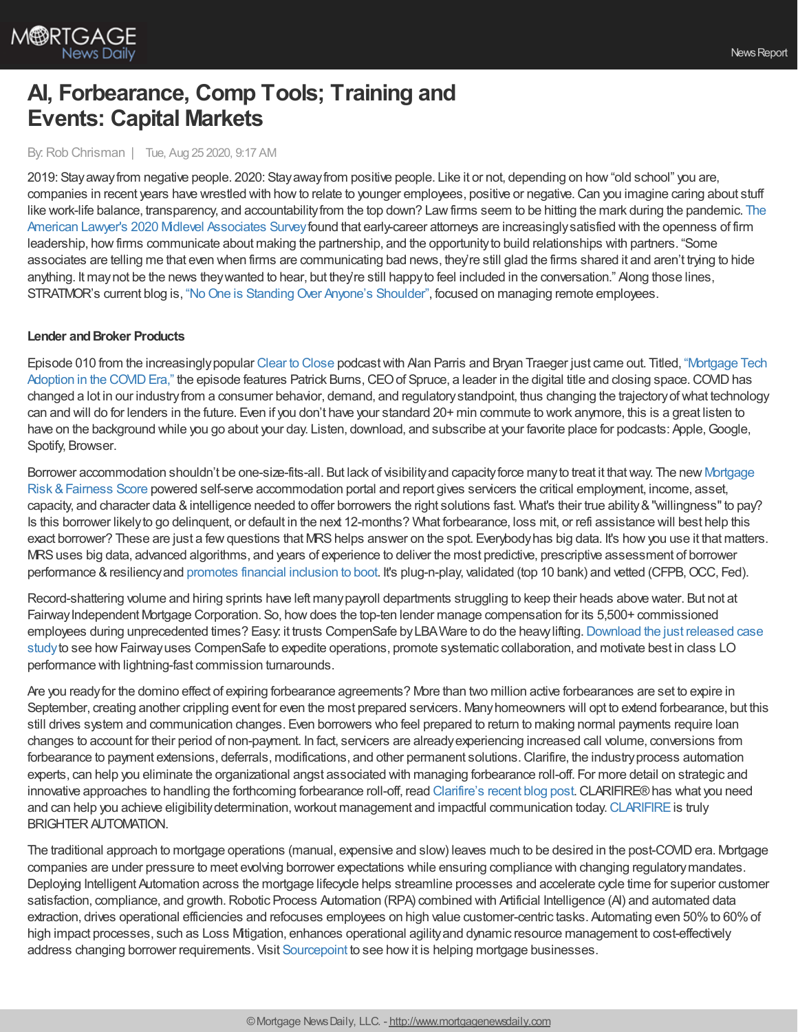# AI, Forbearance, Comp Tools; Training and Events: Capital Markets

By: Rob Chrisman | Tue, Aug 25 2020, 9:17 AM

2019: Stay away from negative people. 2020: Stay away from positive people. Like it or not, depending on how "old school" you are, companies in recent years have wrestled with how to relate to younger employees, positive or negative. Can you imagine caring about stuff like work-life balance, transparency, and accountability from the top down? Law firms seem to be hitting the mark during the pandemic. The American Lawyer's 2020 Midlevel Associates Survey found that early-career attorneys are increasingly satisfied with the openness of firm leadership, how firms communicate about making the partnership, and the opportunity to build relationships with partners. "Some associates are telling me that even when firms are communicating bad news, they're still glad the firms shared it and aren't trying to hide anything. It may not be the news they wanted to hear, but they're still happy to feel included in the conversation." Along those lines, STRATMOR's current blog is, "No One is Standing Over Anyone's Shoulder", focused on managing remote employees.

**Lender and Broker Products**

Episode 010 from the increasingly popular Clear to Close podcast with Alan Parris and Bryan Traeger just came out. Titled, "Mortgage Tech Adoption in the COVID Era," the episode features Patrick Burns, CEO of Spruce, a leader in the digital title and closing space. COVID has changed a lot in our industry from a consumer behavior, demand, and regulatory standpoint, thus changing the trajectory of what technology can and will do for lenders in the future. Even if you don't have your standard 20+ min commute to work anymore, this is a great listen to have on the background while you go about your day. Listen, download, and subscribe at your favorite place for podcasts: Apple, Google, Spotify, Browser.

Borrower accommodation shouldn't be one-size-fits-all. But lack of visibility and capacity force many to treat it that way. The new Mortgage Risk & Fairness Score powered self-serve accommodation portal and report gives servicers the critical employment, income, asset, capacity, and character data & intelligence needed to offer borrowers the right solutions fast. What's their true ability & "willingness" to pay? Is this borrower likely to go delinquent, or default in the next 12-months? What forbearance, loss mit, or refi assistance will best help this exact borrower? These are just a few questions that MRS helps answer on the spot. Everybody has big data. It's how you use it that matters. MRS uses big data, advanced algorithms, and years of experience to deliver the most predictive, prescriptive assessment of borrower performance & resiliency and promotes financial inclusion to boot. It's plug-n-play, validated (top 10 bank) and vetted (CFPB, OCC, Fed).

Record-shattering volume and hiring sprints have left many payroll departments struggling to keep their heads above water. But not at Fairway Independent Mortgage Corporation. So, how does the top-ten lender manage compensation for its 5,500+ commissioned employees during unprecedented times? Easy: it trusts CompenSafe by LBA Ware to do the heavy lifting. Download the just released case study to see how Fairway uses CompenSafe to expedite operations, promote systematic collaboration, and motivate best in class LO performance with lightning-fast commission turnarounds.

Are you ready for the domino effect of expiring forbearance agreements? More than two million active forbearances are set to expire in September, creating another crippling event for even the most prepared servicers. Many homeowners will opt to extend forbearance, but this still drives system and communication changes. Even borrowers who feel prepared to return to making normal payments require loan changes to account for their period of non-payment. In fact, servicers are already experiencing increased call volume, conversions from forbearance to payment extensions, deferrals, modifications, and other permanent solutions. Clarifire, the industry process automation experts, can help you eliminate the organizational angst associated with managing forbearance roll-off. For more detail on strategic and innovative approaches to handling the forthcoming forbearance roll-off, read Clarifire's recent blog post. CLARIFIRE® has what you need and can help you achieve eligibility determination, workout management and impactful communication today. CLARIFIRE is truly BRIGHTER AUTOMATION.

The traditional approach to mortgage operations (manual, expensive and slow) leaves much to be desired in the post-COVID era. Mortgage companies are under pressure to meet evolving borrower expectations while ensuring compliance with changing regulatory mandates. Deploying Intelligent Automation across the mortgage lifecycle helps streamline processes and accelerate cycle time for superior customer satisfaction, compliance, and growth. Robotic Process Automation (RPA) combined with Artificial Intelligence (AI) and automated data extraction, drives operational efficiencies and refocuses employees on high value customer-centric tasks. Automating even 50% to 60% of high impact processes, such as Loss Mitigation, enhances operational agility and dynamic resource management to cost-effectively address changing borrower requirements. Visit Sourcepoint to see how it is helping mortgage businesses.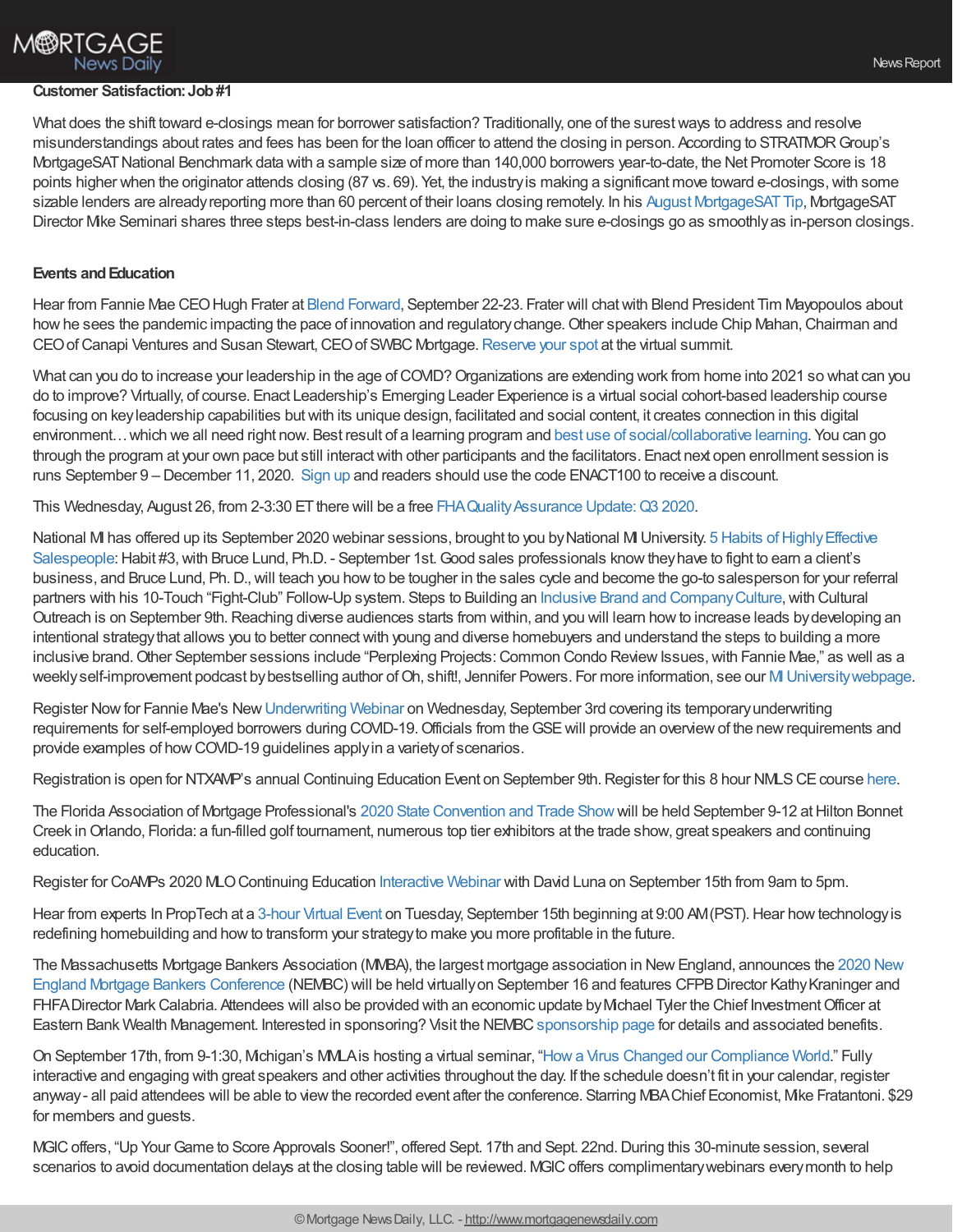**Customer Satisfaction: Job #1**

What does the shift toward e-closings mean for borrower satisfaction? Traditionally, one of the surest ways to address and resolve misunderstandings about rates and fees has been for the loan officer to attend the closing in person. According to STRATMOR Group's MortgageSAT National Benchmark data with a sample size of more than 140,000 borrowers year-to-date, the Net Promoter Score is 18 points higher when the originator attends closing (87 vs. 69). Yet, the industry is making a significant move toward e-closings, with some sizable lenders are already reporting more than 60 percent of their loans closing remotely. In his August MortgageSAT Tip, MortgageSAT Director Mike Seminari shares three steps best-in-class lenders are doing to make sure e-closings go as smoothly as in-person closings.

**Events and Education**

Hear from Fannie Mae CEO Hugh Frater at Blend Forward, September 22-23. Frater will chat with Blend President Tim Mayopoulos about how he sees the pandemic impacting the pace of innovation and regulatory change. Other speakers include Chip Mahan, Chairman and CEO of Canapi Ventures and Susan Stewart, CEO of SWBC Mortgage. Reserve your spot at the virtual summit.

What can you do to increase your leadership in the age of COVID? Organizations are extending work from home into 2021 so what can you do to improve? Virtually, of course. Enact Leadership's Emerging Leader Experience is a virtual social cohort-based leadership course focusing on key leadership capabilities but with its unique design, facilitated and social content, it creates connection in this digital environment… which we all need right now. Best result of a learning program and best use of social/collaborative learning. You can go through the program at your own pace but still interact with other participants and the facilitators. Enact next open enrollment session is runs September 9 – December 11, 2020. Sign up and readers should use the code ENACT100 to receive a discount.

This Wednesday, August 26, from 2-3:30 ET there will be a free FHA Quality Assurance Update: Q3 2020.

National MI has offered up its September 2020 webinar sessions, brought to you by National MI University. 5 Habits of Highly Effective Salespeople: Habit #3, with Bruce Lund, Ph.D. - September 1st. Good sales professionals know they have to fight to earn a client's business, and Bruce Lund, Ph. D., will teach you how to be tougher in the sales cycle and become the go-to salesperson for your referral partners with his 10-Touch "Fight-Club" Follow-Up system. Steps to Building an Inclusive Brand and Company Culture, with Cultural Outreach is on September 9th. Reaching diverse audiences starts from within, and you will learn how to increase leads by developing an intentional strategy that allows you to better connect with young and diverse homebuyers and understand the steps to building a more inclusive brand. Other September sessions include "Perplexing Projects: Common Condo Review Issues, with Fannie Mae," as well as a weekly self-improvement podcast by bestselling author of Oh, shift!, Jennifer Powers. For more information, see our MI University webpage.

Register Now for Fannie Mae's New Underwriting Webinar on Wednesday, September 3rd covering its temporary underwriting requirements for self-employed borrowers during COVID-19. Officials from the GSE will provide an overview of the new requirements and provide examples of how COVID-19 guidelines apply in a variety of scenarios.

Registration is open for NTXAMP's annual Continuing Education Event on September 9th. Register for this 8 hour NMLS CE course here.

The Florida Association of Mortgage Professional's 2020 State Convention and Trade Show will be held September 9-12 at Hilton Bonnet Creek in Orlando, Florida: a fun-filled golf tournament, numerous top tier exhibitors at the trade show, great speakers and continuing education.

Register for CoAMPs 2020 MLO Continuing Education Interactive Webinar with David Luna on September 15th from 9am to 5pm.

Hear from experts In PropTech at a 3-hour Virtual Event on Tuesday, September 15th beginning at 9:00 AM (PST). Hear how technology is redefining homebuilding and how to transform your strategy to make you more profitable in the future.

The Massachusetts Mortgage Bankers Association (MMBA), the largest mortgage association in New England, announces the 2020 New England Mortgage Bankers Conference (NEMBC) will be held virtually on September 16 and features CFPB Director Kathy Kraninger and FHFA Director Mark Calabria. Attendees will also be provided with an economic update by Michael Tyler the Chief Investment Officer at Eastern Bank Wealth Management. Interested in sponsoring? Visit the NEMBC sponsorship page for details and associated benefits.

On September 17th, from 9-1:30, Michigan's MMLA is hosting a virtual seminar, "How a Virus Changed our Compliance World." Fully interactive and engaging with great speakers and other activities throughout the day. If the schedule doesn't fit in your calendar, register anyway - all paid attendees will be able to view the recorded event after the conference. Starring MBA Chief Economist, Mike Fratantoni. $29 for members and guests.

MGIC offers, "Up Your Game to Score Approvals Sooner!", offered Sept. 17th and Sept. 22nd. During this 30-minute session, several scenarios to avoid documentation delays at the closing table will be reviewed. MGIC offers complimentary webinars every month to help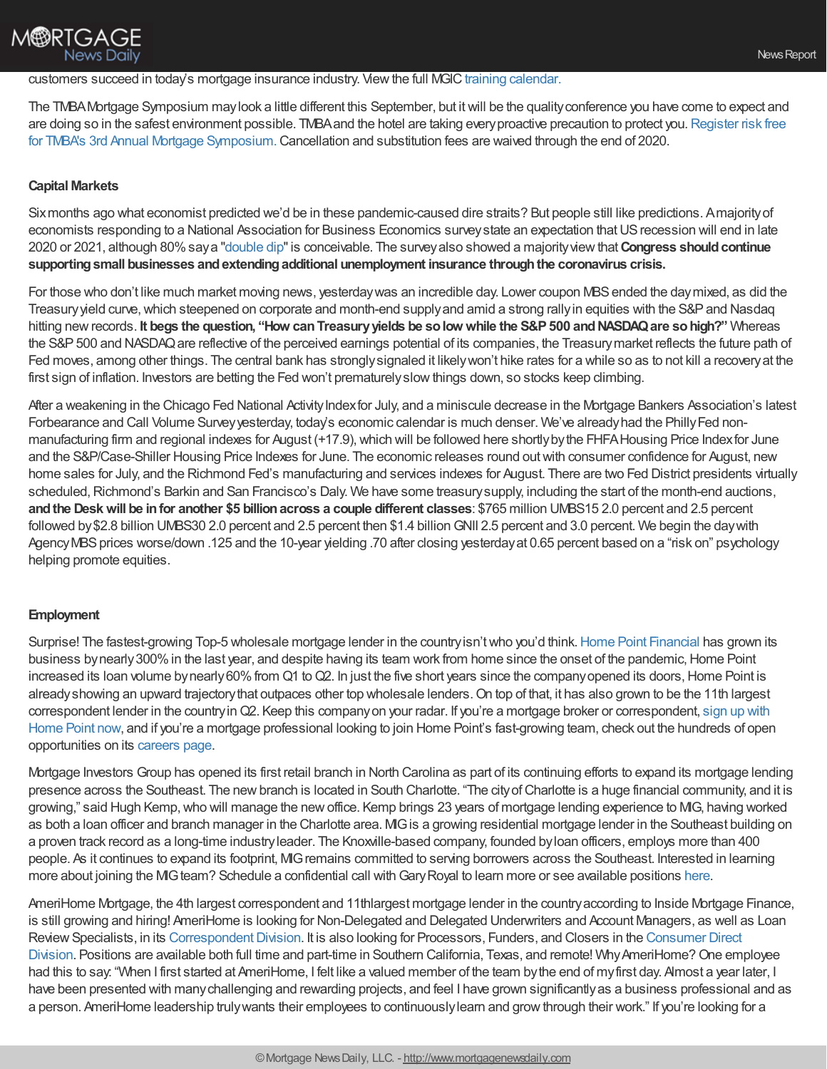customers succeed in today's mortgage insurance industry. View the full MGIC training calendar.

The TMBA Mortgage Symposium may look a little different this September, but it will be the quality conference you have come to expect and are doing so in the safest environment possible. TMBA and the hotel are taking every proactive precaution to protect you. Register risk free for TMBA's 3rd Annual Mortgage Symposium. Cancellation and substitution fees are waived through the end of 2020.

**Capital Markets**

Six months ago what economist predicted we'd be in these pandemic-caused dire straits? But people still like predictions. A majority of economists responding to a National Association for Business Economics survey state an expectation that US recession will end in late 2020 or 2021, although 80% say a "double dip" is conceivable. The survey also showed a majority view that **Congress should continue supporting small businesses and extending additional unemployment insurance through the coronavirus crisis.**

For those who don't like much market moving news, yesterday was an incredible day. Lower coupon MBS ended the day mixed, as did the Treasury yield curve, which steepened on corporate and month-end supply and amid a strong rally in equities with the S&P and Nasdaq hitting new records. **It begs the question, "How can Treasury yields be so low while the S&P 500 and NASDAQ are so high?"** Whereas the S&P 500 and NASDAQ are reflective of the perceived earnings potential of its companies, the Treasury market reflects the future path of Fed moves, among other things. The central bank has strongly signaled it likely won't hike rates for a while so as to not kill a recovery at the first sign of inflation. Investors are betting the Fed won't prematurely slow things down, so stocks keep climbing.

After a weakening in the Chicago Fed National Activity Index for July, and a miniscule decrease in the Mortgage Bankers Association's latest Forbearance and Call Volume Survey yesterday, today's economic calendar is much denser. We've already had the Philly Fed non-manufacturing firm and regional indexes for August (+17.9), which will be followed here shortly by the FHFA Housing Price Index for June and the S&P/Case-Shiller Housing Price Indexes for June. The economic releases round out with consumer confidence for August, new home sales for July, and the Richmond Fed's manufacturing and services indexes for August. There are two Fed District presidents virtually scheduled, Richmond's Barkin and San Francisco's Daly. We have some treasury supply, including the start of the month-end auctions, **and the Desk will be in for another $5 billion across a couple different classes**: $765 million UMBS15 2.0 percent and 2.5 percent followed by $2.8 billion UMBS30 2.0 percent and 2.5 percent then $1.4 billion GNII 2.5 percent and 3.0 percent. We begin the day with Agency MBS prices worse/down .125 and the 10-year yielding .70 after closing yesterday at 0.65 percent based on a "risk on" psychology helping promote equities.

**Employment**

Surprise! The fastest-growing Top-5 wholesale mortgage lender in the country isn't who you'd think. Home Point Financial has grown its business by nearly 300% in the last year, and despite having its team work from home since the onset of the pandemic, Home Point increased its loan volume by nearly 60% from Q1 to Q2. In just the five short years since the company opened its doors, Home Point is already showing an upward trajectory that outpaces other top wholesale lenders. On top of that, it has also grown to be the 11th largest correspondent lender in the country in Q2. Keep this company on your radar. If you're a mortgage broker or correspondent, sign up with Home Point now, and if you're a mortgage professional looking to join Home Point's fast-growing team, check out the hundreds of open opportunities on its careers page.

Mortgage Investors Group has opened its first retail branch in North Carolina as part of its continuing efforts to expand its mortgage lending presence across the Southeast. The new branch is located in South Charlotte. "The city of Charlotte is a huge financial community, and it is growing," said Hugh Kemp, who will manage the new office. Kemp brings 23 years of mortgage lending experience to MIG, having worked as both a loan officer and branch manager in the Charlotte area. MIG is a growing residential mortgage lender in the Southeast building on a proven track record as a long-time industry leader. The Knoxville-based company, founded by loan officers, employs more than 400 people. As it continues to expand its footprint, MIG remains committed to serving borrowers across the Southeast. Interested in learning more about joining the MIG team? Schedule a confidential call with Gary Royal to learn more or see available positions here.

AmeriHome Mortgage, the 4th largest correspondent and 11thlargest mortgage lender in the country according to Inside Mortgage Finance, is still growing and hiring! AmeriHome is looking for Non-Delegated and Delegated Underwriters and Account Managers, as well as Loan Review Specialists, in its Correspondent Division. It is also looking for Processors, Funders, and Closers in the Consumer Direct Division. Positions are available both full time and part-time in Southern California, Texas, and remote! Why AmeriHome? One employee had this to say: "When I first started at AmeriHome, I felt like a valued member of the team by the end of my first day. Almost a year later, I have been presented with many challenging and rewarding projects, and feel I have grown significantly as a business professional and as a person. AmeriHome leadership truly wants their employees to continuously learn and grow through their work." If you're looking for a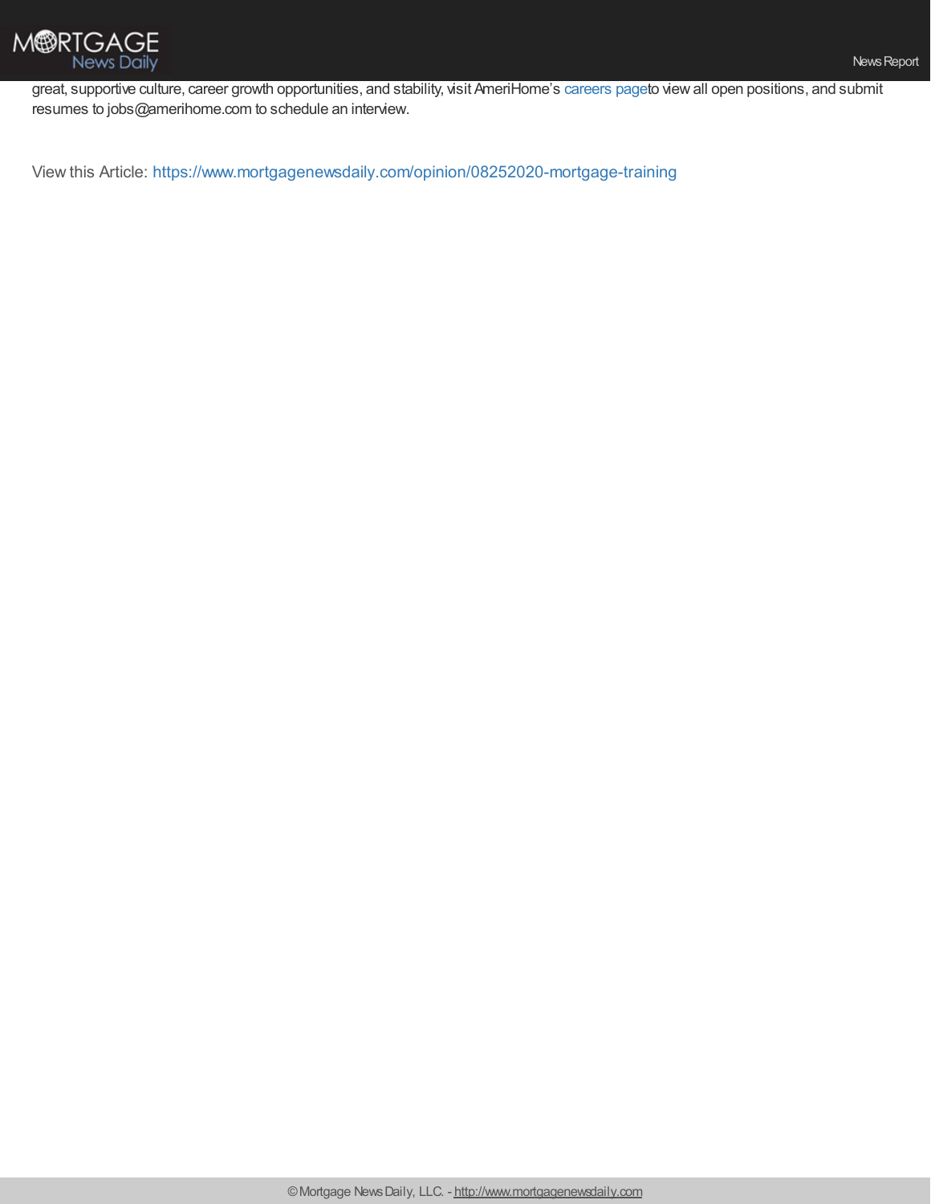great, supportive culture, career growth opportunities, and stability, visit AmeriHome's careers pageto view all open positions, and submit resumes to jobs@amerihome.com to schedule an interview.

View this Article: https://www.mortgagenewsdaily.com/opinion/08252020-mortgage-training